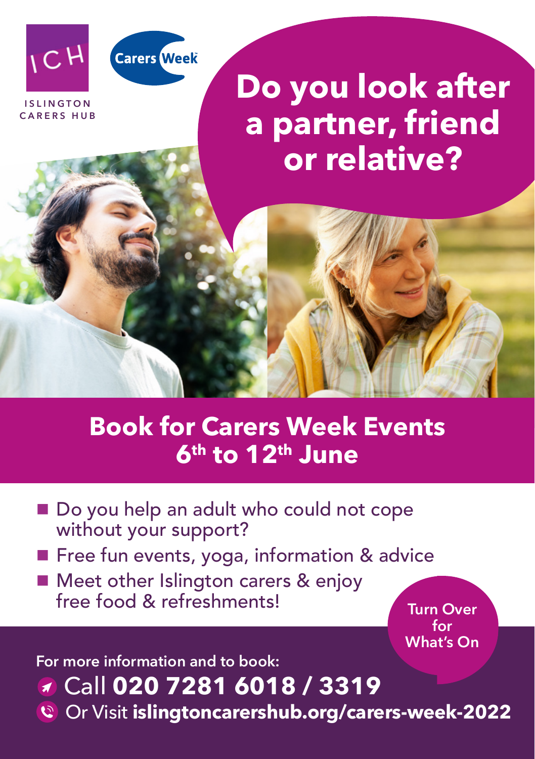ICH

ISLINGTON CARERS HUB

Carers Week

# Do you look after a partner, friend or relative?

## Book for Carers Week Events 6th to 12th June

- Do you help an adult who could not cope without your support?
- Free fun events, yoga, information & advice
- Meet other Islington carers & enjoy free food & refreshments!

Turn Over for What's On

For more information and to book:

Call **020 7281 6018 / 3319**

Or Visit **islingtoncarershub.org/carers-week-2022**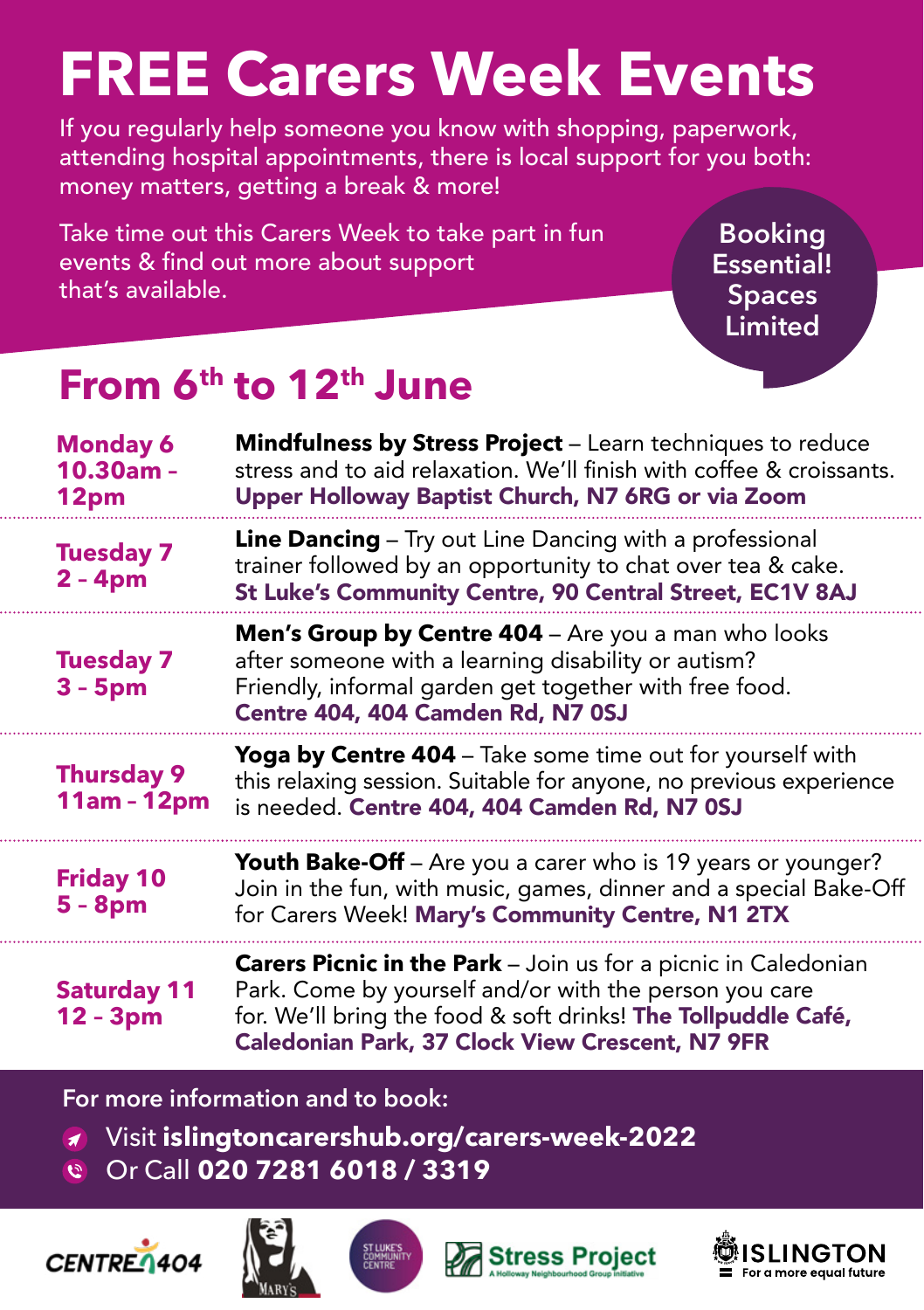# FREE Carers Week Events

If you regularly help someone you know with shopping, paperwork, attending hospital appointments, there is local support for you both: money matters, getting a break & more!

Take time out this Carers Week to take part in fun events & find out more about support that's available.

**Booking Essential! Spaces Limited**

## From 6th to 12th June

**Monday 6**
**10.30am - 12pm**

**Mindfulness by Stress Project** – Learn techniques to reduce stress and to aid relaxation. We'll finish with coffee & croissants. **Upper Holloway Baptist Church, N7 6RG or via Zoom**

**Tuesday 7**
**2 - 4pm**

**Line Dancing** – Try out Line Dancing with a professional trainer followed by an opportunity to chat over tea & cake. **St Luke's Community Centre, 90 Central Street, EC1V 8AJ**

**Tuesday 7**
**3 - 5pm**

**Men's Group by Centre 404** – Are you a man who looks after someone with a learning disability or autism? Friendly, informal garden get together with free food. **Centre 404, 404 Camden Rd, N7 0SJ**

**Thursday 9**
**11am - 12pm**

**Yoga by Centre 404** – Take some time out for yourself with this relaxing session. Suitable for anyone, no previous experience is needed. **Centre 404, 404 Camden Rd, N7 0SJ**

**Friday 10**
**5 - 8pm**

**Youth Bake-Off** – Are you a carer who is 19 years or younger? Join in the fun, with music, games, dinner and a special Bake-Off for Carers Week! **Mary's Community Centre, N1 2TX**

**Saturday 11**
**12 - 3pm**

**Carers Picnic in the Park** – Join us for a picnic in Caledonian Park. Come by yourself and/or with the person you care for. We'll bring the food & soft drinks! **The Tollpuddle Café, Caledonian Park, 37 Clock View Crescent, N7 9FR**

For more information and to book:

- Visit **islingtoncarershub.org/carers-week-2022**
- Or Call **020 7281 6018 / 3319**

CENTRE 404 | MARY'S | ST LUKE'S COMMUNITY CENTRE | Stress Project – A Holloway Neighbourhood Group initiative | ISLINGTON – For a more equal future